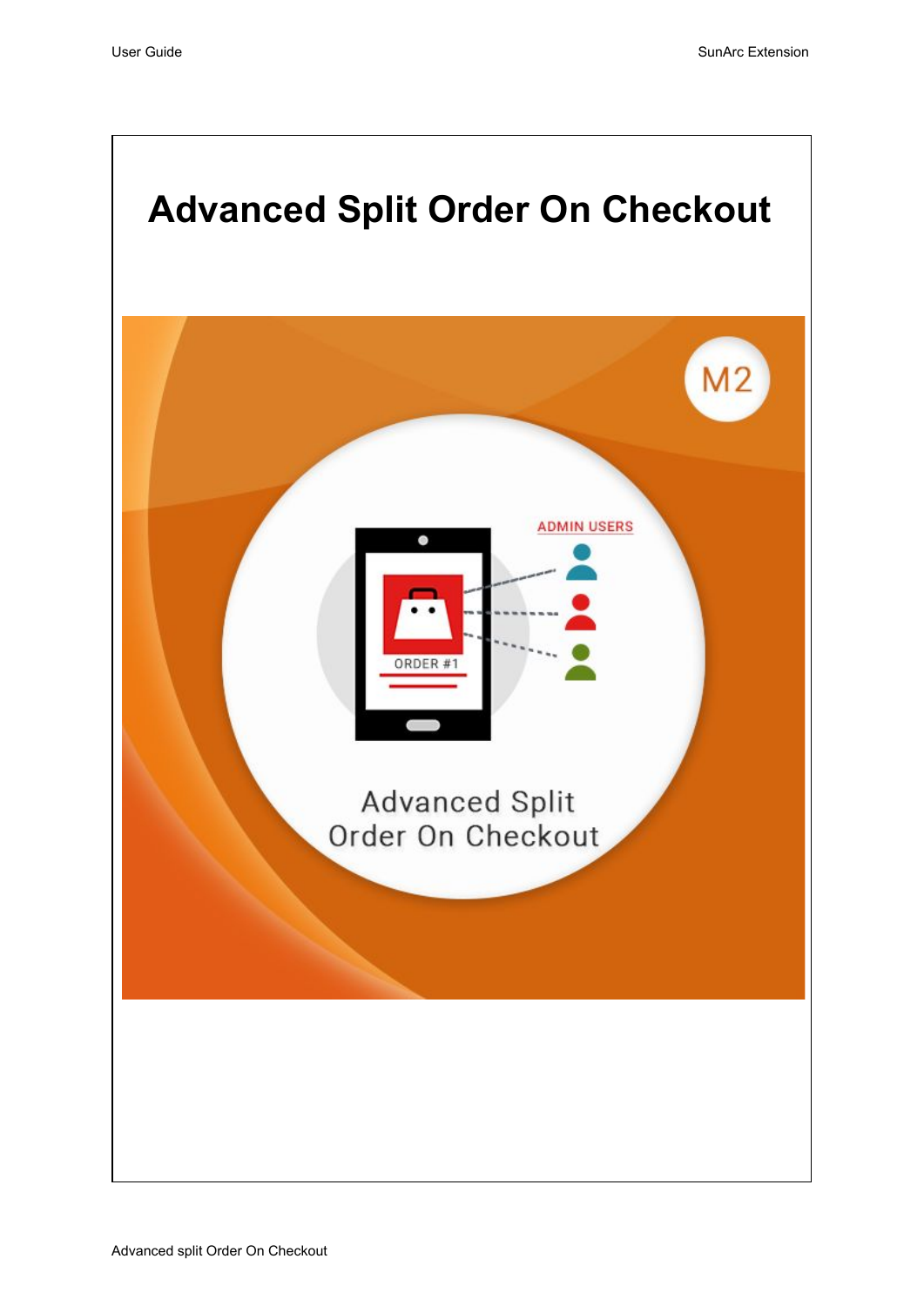# Advanced Split Order On Checkout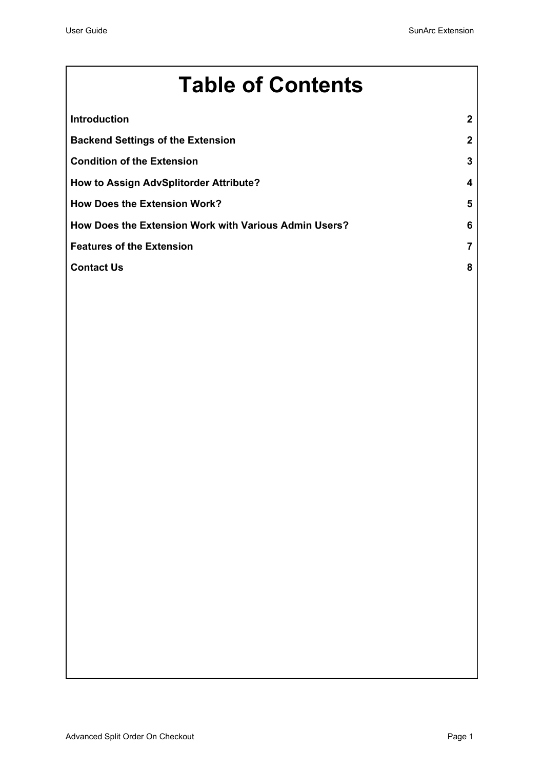# Table of Contents

| | |
|---|---|
| **Introduction** | **2** |
| **Backend Settings of the Extension** | **2** |
| **Condition of the Extension** | **3** |
| **How to Assign AdvSplitorder Attribute?** | **4** |
| **How Does the Extension Work?** | **5** |
| **How Does the Extension Work with Various Admin Users?** | **6** |
| **Features of the Extension** | **7** |
| **Contact Us** | **8** |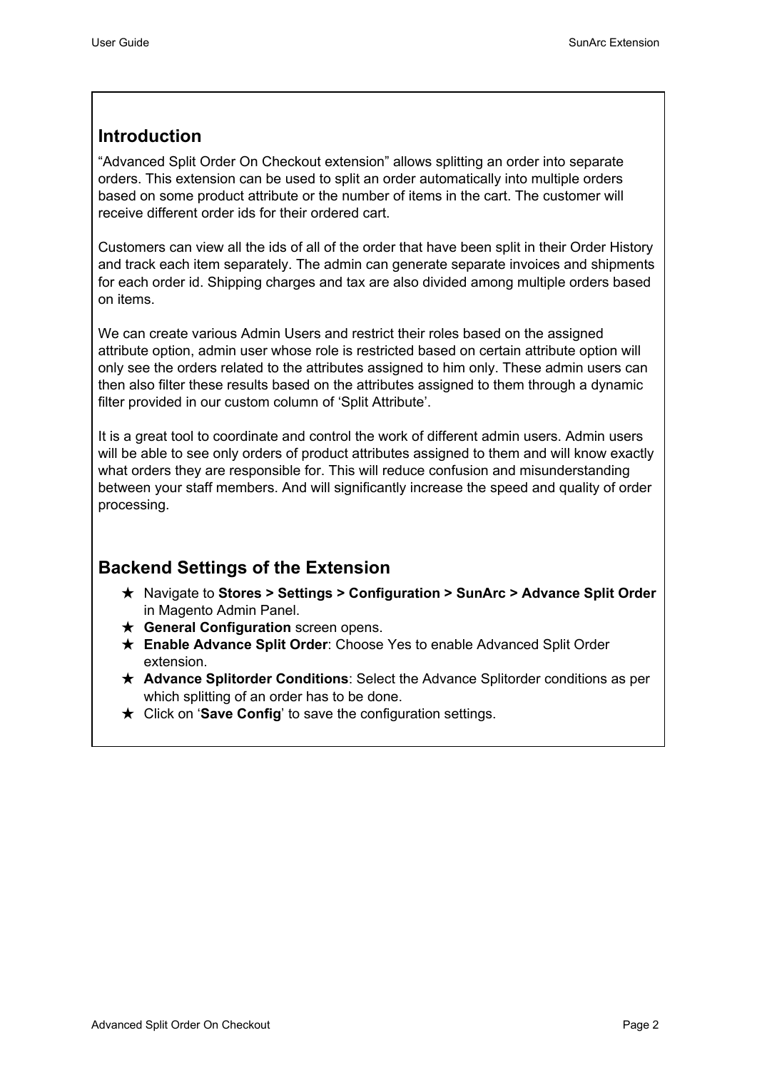## Introduction

“Advanced Split Order On Checkout extension” allows splitting an order into separate orders. This extension can be used to split an order automatically into multiple orders based on some product attribute or the number of items in the cart. The customer will receive different order ids for their ordered cart.

Customers can view all the ids of all of the order that have been split in their Order History and track each item separately. The admin can generate separate invoices and shipments for each order id. Shipping charges and tax are also divided among multiple orders based on items.

We can create various Admin Users and restrict their roles based on the assigned attribute option, admin user whose role is restricted based on certain attribute option will only see the orders related to the attributes assigned to him only. These admin users can then also filter these results based on the attributes assigned to them through a dynamic filter provided in our custom column of ‘Split Attribute’.

It is a great tool to coordinate and control the work of different admin users. Admin users will be able to see only orders of product attributes assigned to them and will know exactly what orders they are responsible for. This will reduce confusion and misunderstanding between your staff members. And will significantly increase the speed and quality of order processing.

## Backend Settings of the Extension

- Navigate to **Stores > Settings > Configuration > SunArc > Advance Split Order** in Magento Admin Panel.
- **General Configuration** screen opens.
- **Enable Advance Split Order**: Choose Yes to enable Advanced Split Order extension.
- **Advance Splitorder Conditions**: Select the Advance Splitorder conditions as per which splitting of an order has to be done.
- Click on ‘**Save Config**’ to save the configuration settings.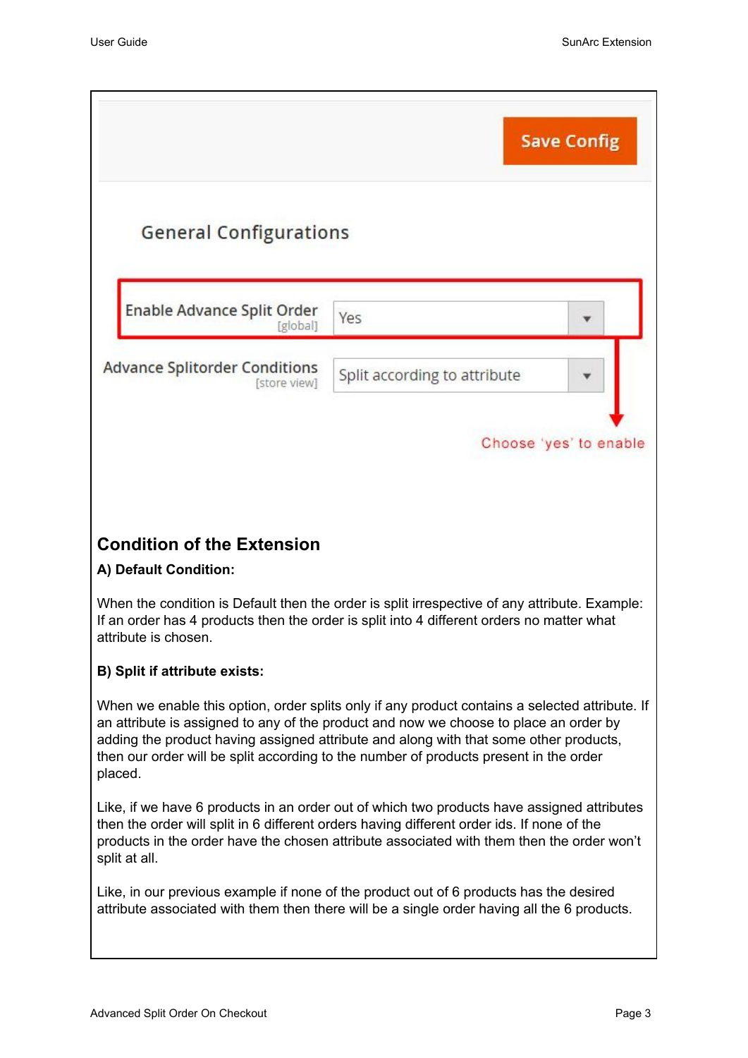Save Config

General Configurations

Enable Advance Split Order [global] — Yes

Advance Splitorder Conditions [store view] — Split according to attribute

Choose 'yes' to enable

## Condition of the Extension

**A) Default Condition:**

When the condition is Default then the order is split irrespective of any attribute. Example: If an order has 4 products then the order is split into 4 different orders no matter what attribute is chosen.

**B) Split if attribute exists:**

When we enable this option, order splits only if any product contains a selected attribute. If an attribute is assigned to any of the product and now we choose to place an order by adding the product having assigned attribute and along with that some other products, then our order will be split according to the number of products present in the order placed.

Like, if we have 6 products in an order out of which two products have assigned attributes then the order will split in 6 different orders having different order ids. If none of the products in the order have the chosen attribute associated with them then the order won't split at all.

Like, in our previous example if none of the product out of 6 products has the desired attribute associated with them then there will be a single order having all the 6 products.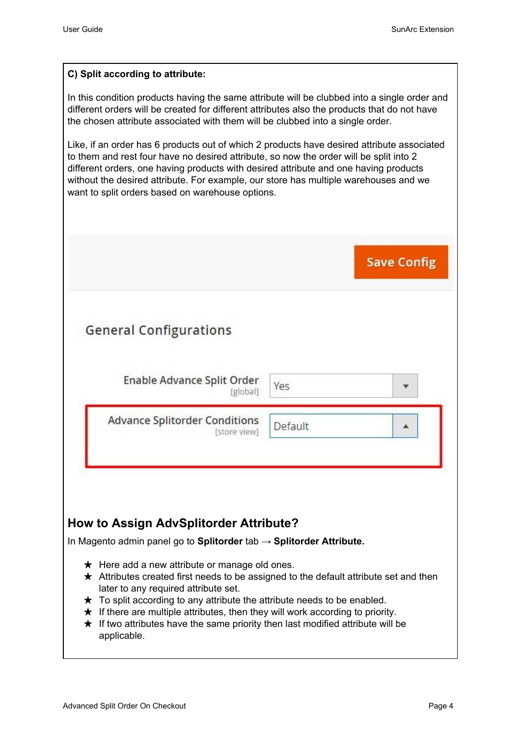**C) Split according to attribute:**

In this condition products having the same attribute will be clubbed into a single order and different orders will be created for different attributes also the products that do not have the chosen attribute associated with them will be clubbed into a single order.

Like, if an order has 6 products out of which 2 products have desired attribute associated to them and rest four have no desired attribute, so now the order will be split into 2 different orders, one having products with desired attribute and one having products without the desired attribute. For example, our store has multiple warehouses and we want to split orders based on warehouse options.

Save Config

General Configurations

Enable Advance Split Order [global] — Yes

Advance Splitorder Conditions [store view] — Default

## How to Assign AdvSplitorder Attribute?

In Magento admin panel go to **Splitorder** tab → **Splitorder Attribute.**

- ★ Here add a new attribute or manage old ones.
- ★ Attributes created first needs to be assigned to the default attribute set and then later to any required attribute set.
- ★ To split according to any attribute the attribute needs to be enabled.
- ★ If there are multiple attributes, then they will work according to priority.
- ★ If two attributes have the same priority then last modified attribute will be applicable.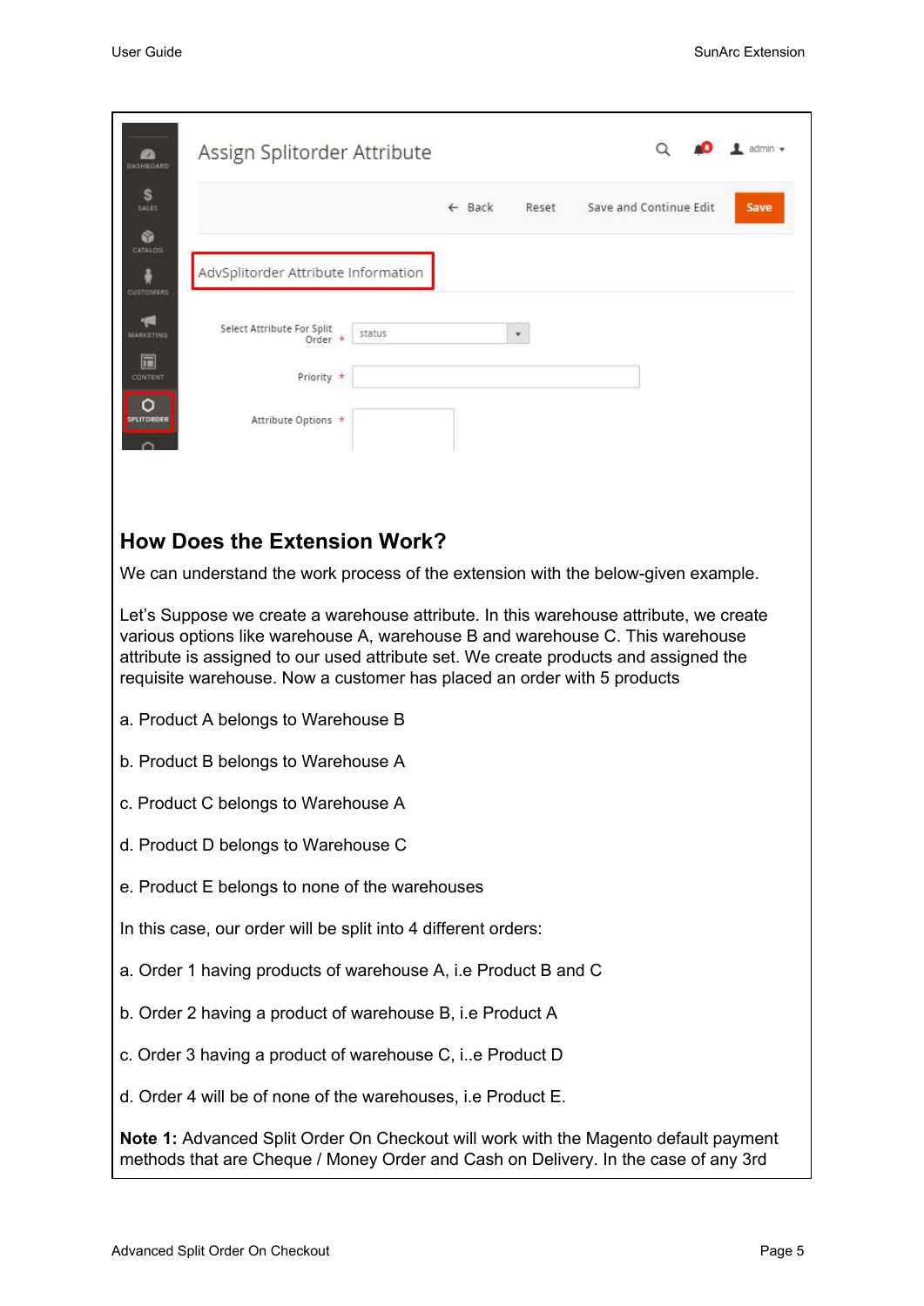## How Does the Extension Work?

We can understand the work process of the extension with the below-given example.

Let's Suppose we create a warehouse attribute. In this warehouse attribute, we create various options like warehouse A, warehouse B and warehouse C. This warehouse attribute is assigned to our used attribute set. We create products and assigned the requisite warehouse. Now a customer has placed an order with 5 products

a. Product A belongs to Warehouse B

b. Product B belongs to Warehouse A

c. Product C belongs to Warehouse A

d. Product D belongs to Warehouse C

e. Product E belongs to none of the warehouses

In this case, our order will be split into 4 different orders:

a. Order 1 having products of warehouse A, i.e Product B and C

b. Order 2 having a product of warehouse B, i.e Product A

c. Order 3 having a product of warehouse C, i..e Product D

d. Order 4 will be of none of the warehouses, i.e Product E.

**Note 1:** Advanced Split Order On Checkout will work with the Magento default payment methods that are Cheque / Money Order and Cash on Delivery. In the case of any 3rd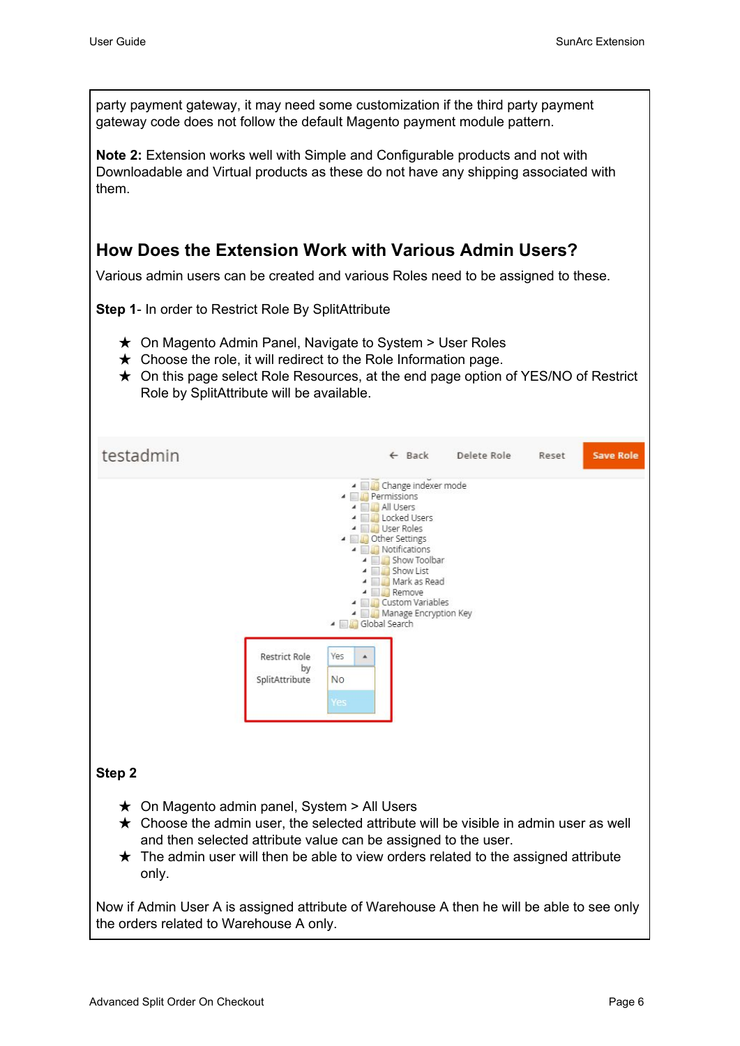party payment gateway, it may need some customization if the third party payment gateway code does not follow the default Magento payment module pattern.

**Note 2:** Extension works well with Simple and Configurable products and not with Downloadable and Virtual products as these do not have any shipping associated with them.

## How Does the Extension Work with Various Admin Users?

Various admin users can be created and various Roles need to be assigned to these.

**Step 1**- In order to Restrict Role By SplitAttribute

- ★ On Magento Admin Panel, Navigate to System > User Roles
- ★ Choose the role, it will redirect to the Role Information page.
- ★ On this page select Role Resources, at the end page option of YES/NO of Restrict Role by SplitAttribute will be available.

**Step 2**

- ★ On Magento admin panel, System > All Users
- ★ Choose the admin user, the selected attribute will be visible in admin user as well and then selected attribute value can be assigned to the user.
- ★ The admin user will then be able to view orders related to the assigned attribute only.

Now if Admin User A is assigned attribute of Warehouse A then he will be able to see only the orders related to Warehouse A only.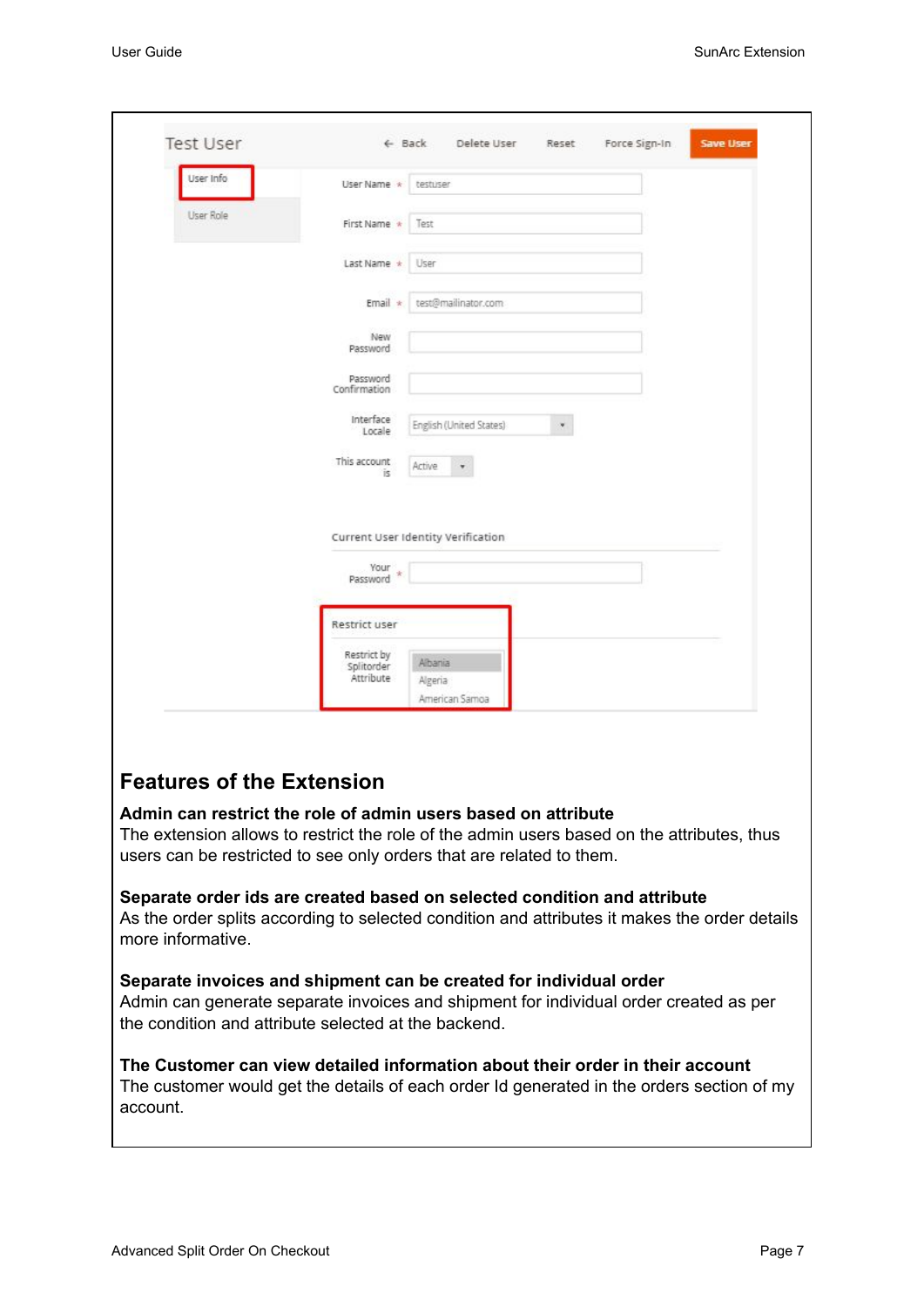## Features of the Extension

**Admin can restrict the role of admin users based on attribute**

The extension allows to restrict the role of the admin users based on the attributes, thus users can be restricted to see only orders that are related to them.

**Separate order ids are created based on selected condition and attribute**

As the order splits according to selected condition and attributes it makes the order details more informative.

**Separate invoices and shipment can be created for individual order**

Admin can generate separate invoices and shipment for individual order created as per the condition and attribute selected at the backend.

**The Customer can view detailed information about their order in their account**

The customer would get the details of each order Id generated in the orders section of my account.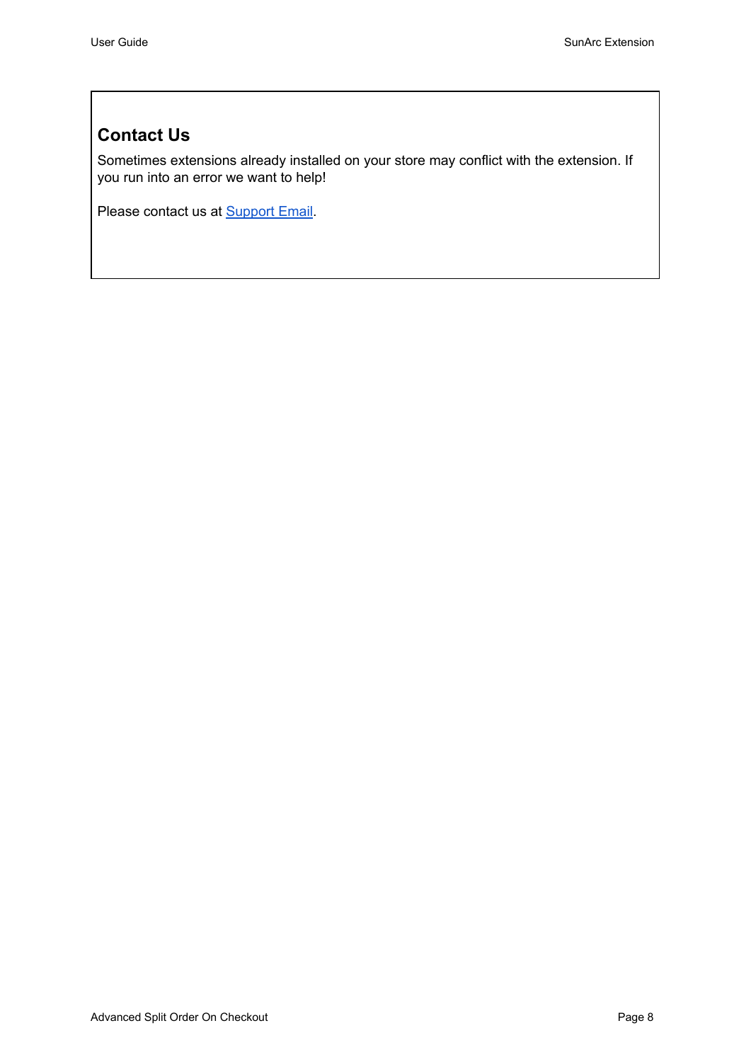## Contact Us

Sometimes extensions already installed on your store may conflict with the extension. If you run into an error we want to help!

Please contact us at [Support Email].